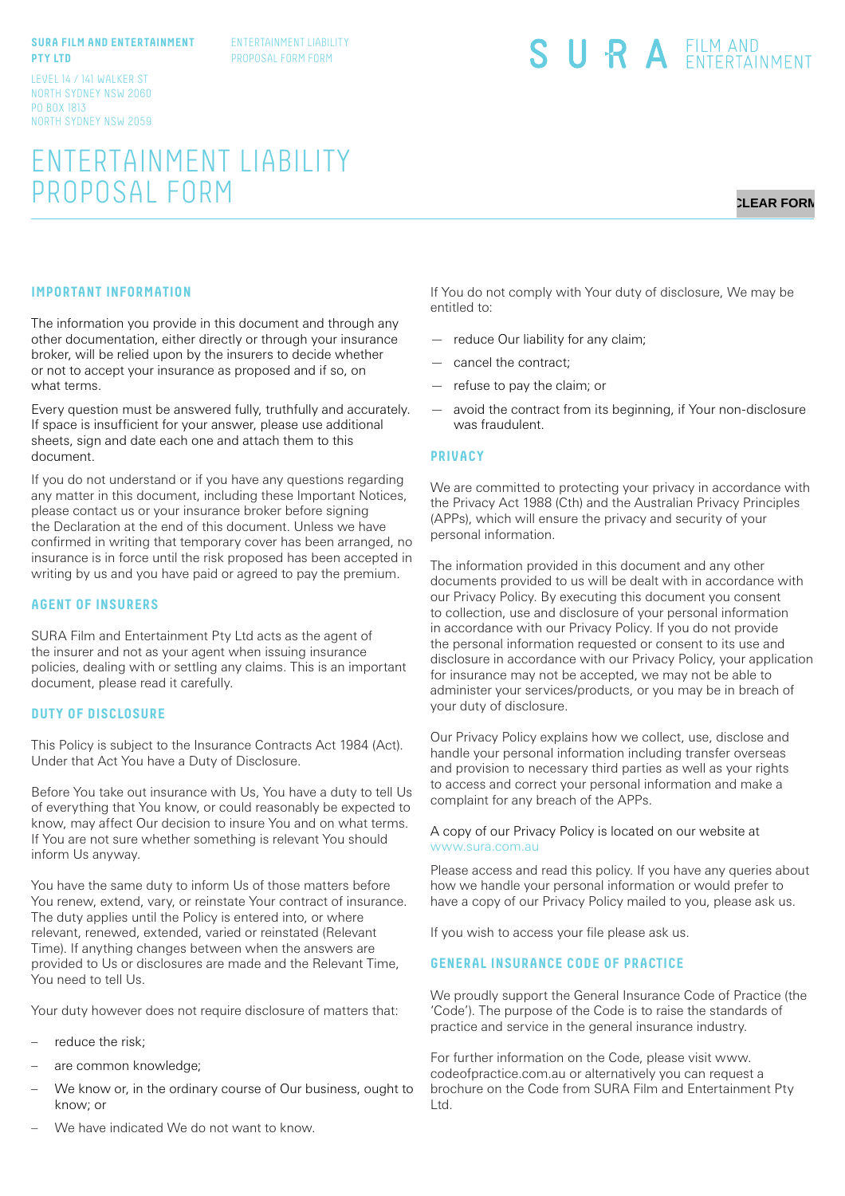**SURA FILM AND ENTERTAINMENT PTY LTD**

LEVEL 14 / 141 WALKER ST
NORTH SYDNEY NSW 2060
PO BOX 1813
NORTH SYDNEY NSW 2059

ENTERTAINMENT LIABILITY PROPOSAL FORM FORM

SURA FILM AND ENTERTAINMENT

# ENTERTAINMENT LIABILITY PROPOSAL FORM

CLEAR FORM

## IMPORTANT INFORMATION

The information you provide in this document and through any other documentation, either directly or through your insurance broker, will be relied upon by the insurers to decide whether or not to accept your insurance as proposed and if so, on what terms.

Every question must be answered fully, truthfully and accurately. If space is insufficient for your answer, please use additional sheets, sign and date each one and attach them to this document.

If you do not understand or if you have any questions regarding any matter in this document, including these Important Notices, please contact us or your insurance broker before signing the Declaration at the end of this document. Unless we have confirmed in writing that temporary cover has been arranged, no insurance is in force until the risk proposed has been accepted in writing by us and you have paid or agreed to pay the premium.

## AGENT OF INSURERS

SURA Film and Entertainment Pty Ltd acts as the agent of the insurer and not as your agent when issuing insurance policies, dealing with or settling any claims. This is an important document, please read it carefully.

## DUTY OF DISCLOSURE

This Policy is subject to the Insurance Contracts Act 1984 (Act). Under that Act You have a Duty of Disclosure.

Before You take out insurance with Us, You have a duty to tell Us of everything that You know, or could reasonably be expected to know, may affect Our decision to insure You and on what terms. If You are not sure whether something is relevant You should inform Us anyway.

You have the same duty to inform Us of those matters before You renew, extend, vary, or reinstate Your contract of insurance. The duty applies until the Policy is entered into, or where relevant, renewed, extended, varied or reinstated (Relevant Time). If anything changes between when the answers are provided to Us or disclosures are made and the Relevant Time, You need to tell Us.

Your duty however does not require disclosure of matters that:

- reduce the risk;
- are common knowledge;
- We know or, in the ordinary course of Our business, ought to know; or
- We have indicated We do not want to know.

If You do not comply with Your duty of disclosure, We may be entitled to:

- reduce Our liability for any claim;
- cancel the contract;
- refuse to pay the claim; or
- avoid the contract from its beginning, if Your non-disclosure was fraudulent.

## PRIVACY

We are committed to protecting your privacy in accordance with the Privacy Act 1988 (Cth) and the Australian Privacy Principles (APPs), which will ensure the privacy and security of your personal information.

The information provided in this document and any other documents provided to us will be dealt with in accordance with our Privacy Policy. By executing this document you consent to collection, use and disclosure of your personal information in accordance with our Privacy Policy. If you do not provide the personal information requested or consent to its use and disclosure in accordance with our Privacy Policy, your application for insurance may not be accepted, we may not be able to administer your services/products, or you may be in breach of your duty of disclosure.

Our Privacy Policy explains how we collect, use, disclose and handle your personal information including transfer overseas and provision to necessary third parties as well as your rights to access and correct your personal information and make a complaint for any breach of the APPs.

A copy of our Privacy Policy is located on our website at www.sura.com.au

Please access and read this policy. If you have any queries about how we handle your personal information or would prefer to have a copy of our Privacy Policy mailed to you, please ask us.

If you wish to access your file please ask us.

## GENERAL INSURANCE CODE OF PRACTICE

We proudly support the General Insurance Code of Practice (the 'Code'). The purpose of the Code is to raise the standards of practice and service in the general insurance industry.

For further information on the Code, please visit www.codeofpractice.com.au or alternatively you can request a brochure on the Code from SURA Film and Entertainment Pty Ltd.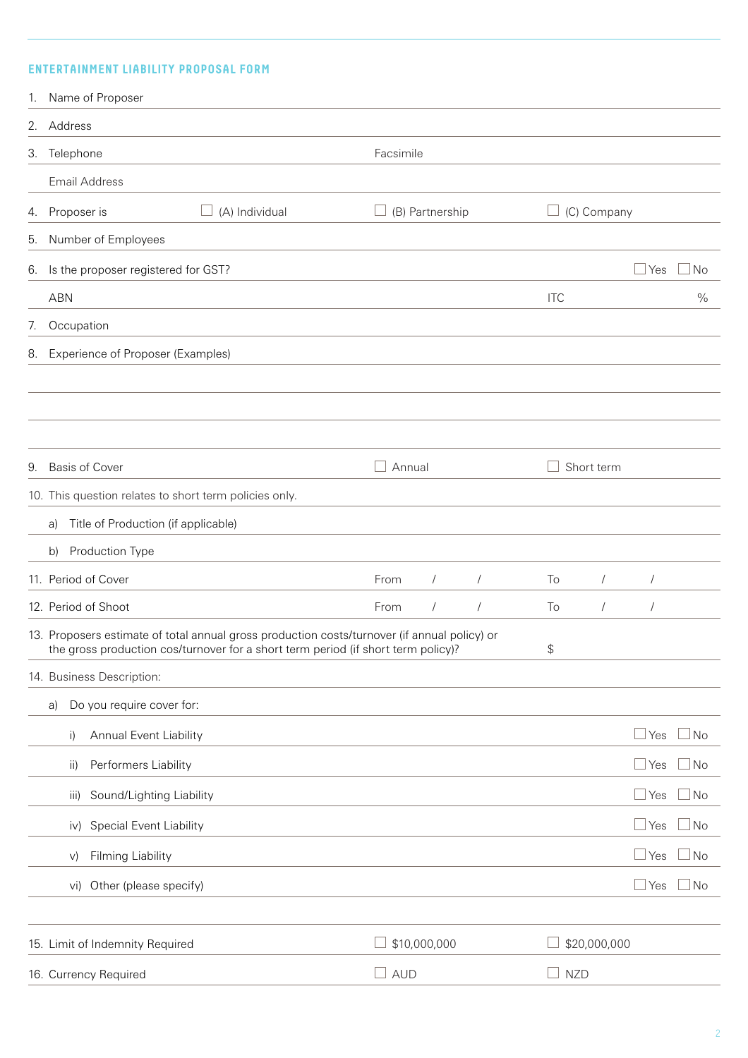## ENTERTAINMENT LIABILITY PROPOSAL FORM

1. Name of Proposer
2. Address
3. Telephone — Facsimile

   Email Address
4. Proposer is — ☐ (A) Individual ☐ (B) Partnership ☐ (C) Company
5. Number of Employees
6. Is the proposer registered for GST? ☐ Yes ☐ No

   ABN — ITC %
7. Occupation
8. Experience of Proposer (Examples)

9. Basis of Cover — ☐ Annual ☐ Short term
10. This question relates to short term policies only.
    a) Title of Production (if applicable)
    b) Production Type
11. Period of Cover — From / / To / /
12. Period of Shoot — From / / To / /
13. Proposers estimate of total annual gross production costs/turnover (if annual policy) or the gross production cos/turnover for a short term period (if short term policy)? $
14. Business Description:
    a) Do you require cover for:

| | |
|---|---|
| i) Annual Event Liability | ☐ Yes ☐ No |
| ii) Performers Liability | ☐ Yes ☐ No |
| iii) Sound/Lighting Liability | ☐ Yes ☐ No |
| iv) Special Event Liability | ☐ Yes ☐ No |
| v) Filming Liability | ☐ Yes ☐ No |
| vi) Other (please specify) | ☐ Yes ☐ No |

15. Limit of Indemnity Required — ☐ $10,000,000 ☐ $20,000,000
16. Currency Required — ☐ AUD ☐ NZD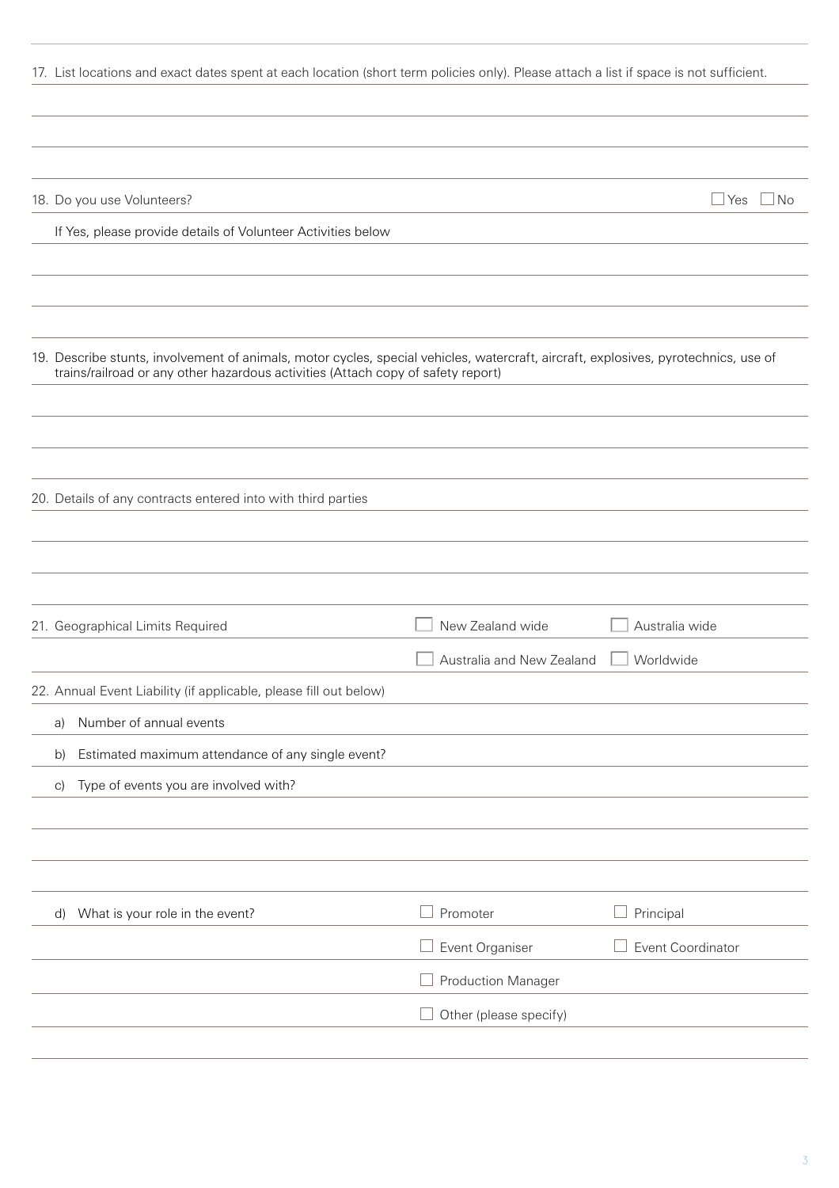17. List locations and exact dates spent at each location (short term policies only). Please attach a list if space is not sufficient.

18. Do you use Volunteers? ☐ Yes ☐ No

If Yes, please provide details of Volunteer Activities below

19. Describe stunts, involvement of animals, motor cycles, special vehicles, watercraft, aircraft, explosives, pyrotechnics, use of trains/railroad or any other hazardous activities (Attach copy of safety report)

20. Details of any contracts entered into with third parties

21. Geographical Limits Required

- ☐ New Zealand wide
- ☐ Australia wide
- ☐ Australia and New Zealand
- ☐ Worldwide

22. Annual Event Liability (if applicable, please fill out below)

a) Number of annual events

b) Estimated maximum attendance of any single event?

c) Type of events you are involved with?

d) What is your role in the event?

- ☐ Promoter
- ☐ Principal
- ☐ Event Organiser
- ☐ Event Coordinator
- ☐ Production Manager
- ☐ Other (please specify)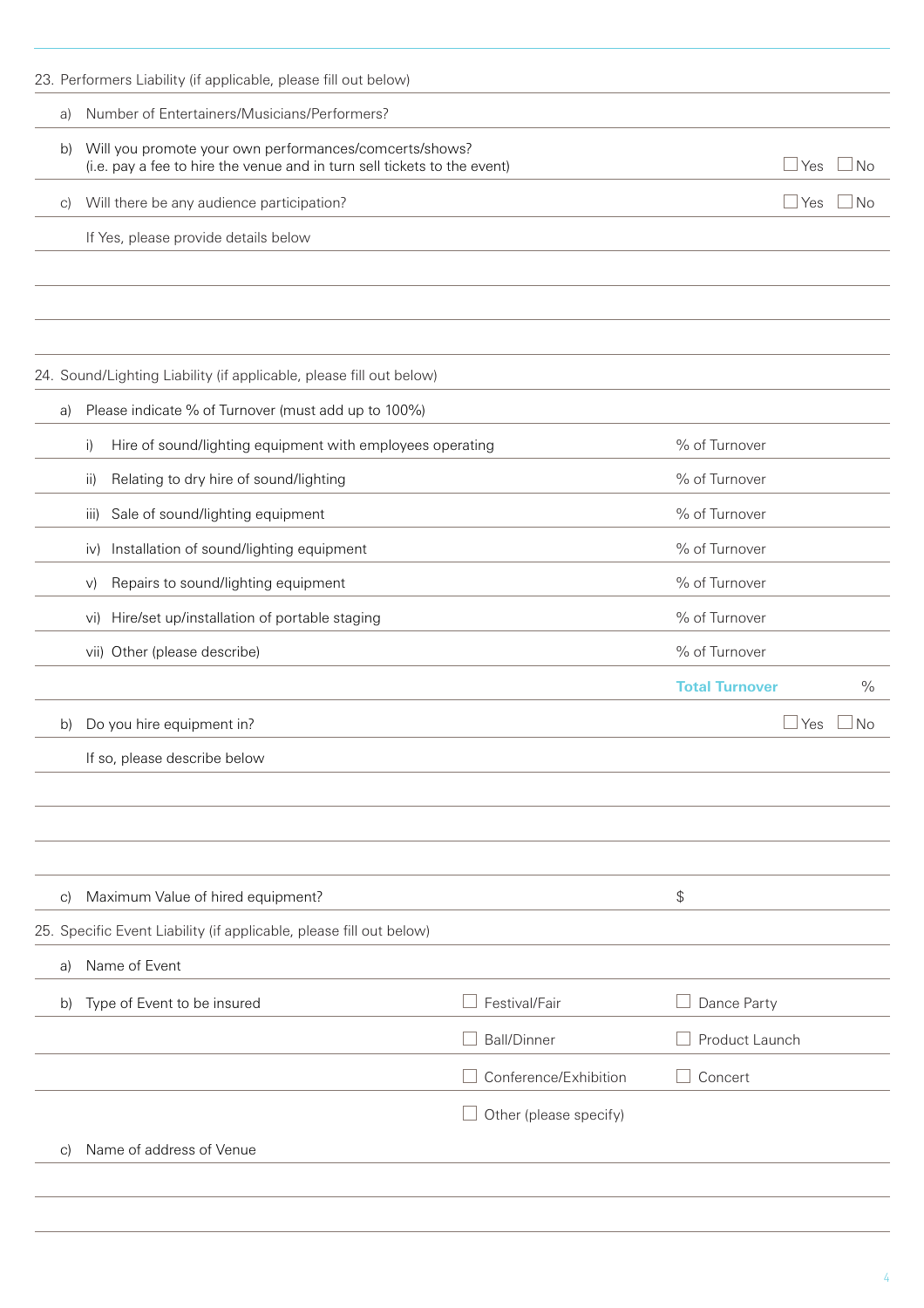23. Performers Liability (if applicable, please fill out below)

a) Number of Entertainers/Musicians/Performers?

b) Will you promote your own performances/comcerts/shows?
(i.e. pay a fee to hire the venue and in turn sell tickets to the event) ☐ Yes ☐ No

c) Will there be any audience participation? ☐ Yes ☐ No

If Yes, please provide details below

24. Sound/Lighting Liability (if applicable, please fill out below)

a) Please indicate % of Turnover (must add up to 100%)

| | |
|---|---|
| i) Hire of sound/lighting equipment with employees operating | % of Turnover |
| ii) Relating to dry hire of sound/lighting | % of Turnover |
| iii) Sale of sound/lighting equipment | % of Turnover |
| iv) Installation of sound/lighting equipment | % of Turnover |
| v) Repairs to sound/lighting equipment | % of Turnover |
| vi) Hire/set up/installation of portable staging | % of Turnover |
| vii) Other (please describe) | % of Turnover |
| | **Total Turnover** % |

b) Do you hire equipment in? ☐ Yes ☐ No

If so, please describe below

c) Maximum Value of hired equipment? $

25. Specific Event Liability (if applicable, please fill out below)

a) Name of Event

b) Type of Event to be insured

| | |
|---|---|
| ☐ Festival/Fair | ☐ Dance Party |
| ☐ Ball/Dinner | ☐ Product Launch |
| ☐ Conference/Exhibition | ☐ Concert |
| ☐ Other (please specify) | |

c) Name of address of Venue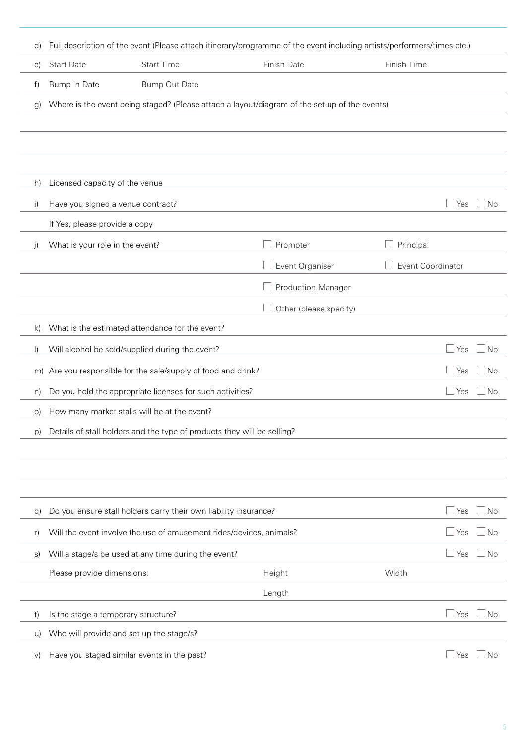d) Full description of the event (Please attach itinerary/programme of the event including artists/performers/times etc.)

e) Start Date | Start Time | Finish Date | Finish Time

f) Bump In Date | Bump Out Date

g) Where is the event being staged? (Please attach a layout/diagram of the set-up of the events)

h) Licensed capacity of the venue

i) Have you signed a venue contract? ☐ Yes ☐ No

If Yes, please provide a copy

j) What is your role in the event?

- ☐ Promoter
- ☐ Principal
- ☐ Event Organiser
- ☐ Event Coordinator
- ☐ Production Manager
- ☐ Other (please specify)

k) What is the estimated attendance for the event?

l) Will alcohol be sold/supplied during the event? ☐ Yes ☐ No

m) Are you responsible for the sale/supply of food and drink? ☐ Yes ☐ No

n) Do you hold the appropriate licenses for such activities? ☐ Yes ☐ No

o) How many market stalls will be at the event?

p) Details of stall holders and the type of products they will be selling?

q) Do you ensure stall holders carry their own liability insurance? ☐ Yes ☐ No

r) Will the event involve the use of amusement rides/devices, animals? ☐ Yes ☐ No

s) Will a stage/s be used at any time during the event? ☐ Yes ☐ No

Please provide dimensions: Height | Width | Length

t) Is the stage a temporary structure? ☐ Yes ☐ No

u) Who will provide and set up the stage/s?

v) Have you staged similar events in the past? ☐ Yes ☐ No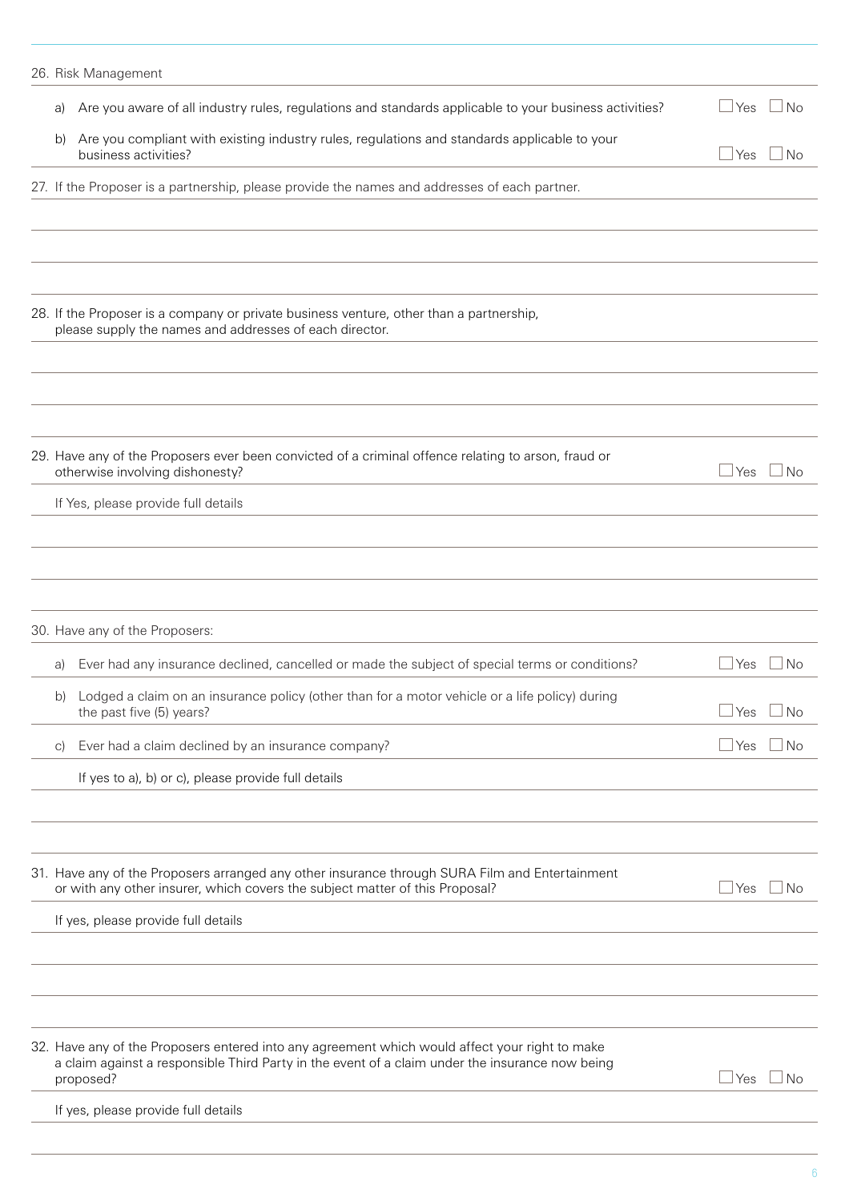26. Risk Management

   a) Are you aware of all industry rules, regulations and standards applicable to your business activities? ☐ Yes ☐ No

   b) Are you compliant with existing industry rules, regulations and standards applicable to your business activities? ☐ Yes ☐ No

27. If the Proposer is a partnership, please provide the names and addresses of each partner.

28. If the Proposer is a company or private business venture, other than a partnership, please supply the names and addresses of each director.

29. Have any of the Proposers ever been convicted of a criminal offence relating to arson, fraud or otherwise involving dishonesty? ☐ Yes ☐ No

   If Yes, please provide full details

30. Have any of the Proposers:

   a) Ever had any insurance declined, cancelled or made the subject of special terms or conditions? ☐ Yes ☐ No

   b) Lodged a claim on an insurance policy (other than for a motor vehicle or a life policy) during the past five (5) years? ☐ Yes ☐ No

   c) Ever had a claim declined by an insurance company? ☐ Yes ☐ No

   If yes to a), b) or c), please provide full details

31. Have any of the Proposers arranged any other insurance through SURA Film and Entertainment or with any other insurer, which covers the subject matter of this Proposal? ☐ Yes ☐ No

   If yes, please provide full details

32. Have any of the Proposers entered into any agreement which would affect your right to make a claim against a responsible Third Party in the event of a claim under the insurance now being proposed? ☐ Yes ☐ No

   If yes, please provide full details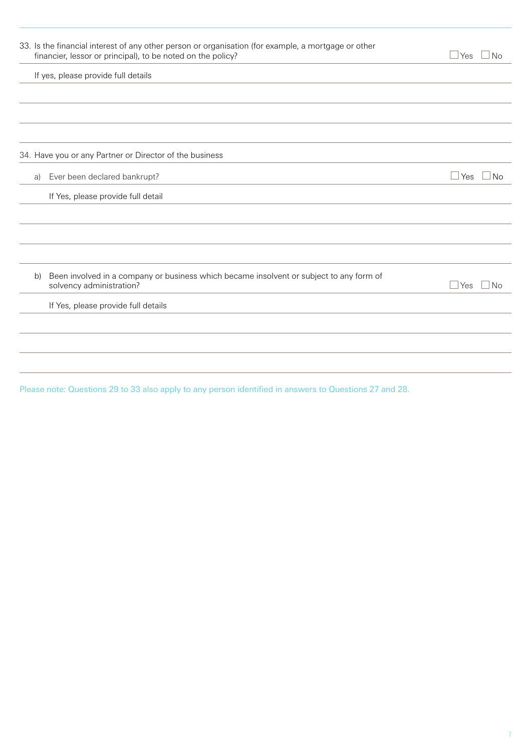33. Is the financial interest of any other person or organisation (for example, a mortgage or other financier, lessor or principal), to be noted on the policy? ☐ Yes ☐ No

If yes, please provide full details

34. Have you or any Partner or Director of the business

a) Ever been declared bankrupt? ☐ Yes ☐ No

If Yes, please provide full detail

b) Been involved in a company or business which became insolvent or subject to any form of solvency administration? ☐ Yes ☐ No

If Yes, please provide full details

Please note: Questions 29 to 33 also apply to any person identified in answers to Questions 27 and 28.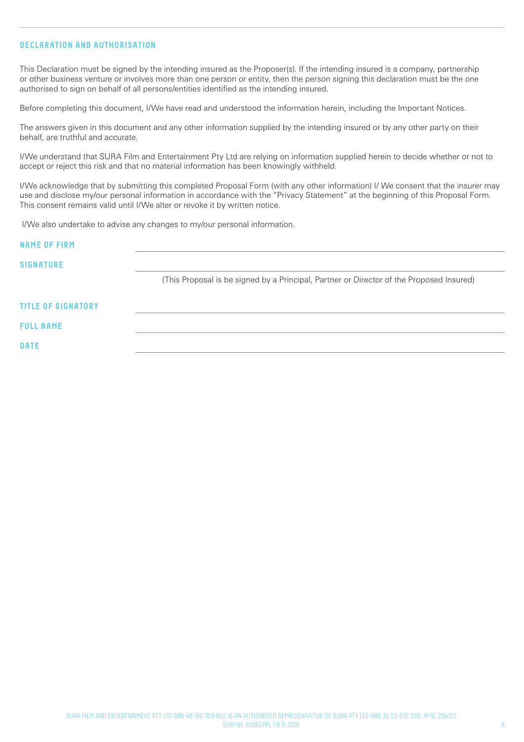## DECLARATION AND AUTHORISATION

This Declaration must be signed by the intending insured as the Proposer(s). If the intending insured is a company, partnership or other business venture or involves more than one person or entity, then the person signing this declaration must be the one authorised to sign on behalf of all persons/entities identified as the intending insured.

Before completing this document, I/We have read and understood the information herein, including the Important Notices.

The answers given in this document and any other information supplied by the intending insured or by any other party on their behalf, are truthful and accurate.

I/We understand that SURA Film and Entertainment Pty Ltd are relying on information supplied herein to decide whether or not to accept or reject this risk and that no material information has been knowingly withheld.

I/We acknowledge that by submitting this completed Proposal Form (with any other information) I/ We consent that the insurer may use and disclose my/our personal information in accordance with the "Privacy Statement" at the beginning of this Proposal Form. This consent remains valid until I/We alter or revoke it by written notice.

I/We also undertake to advise any changes to my/our personal information.

**NAME OF FIRM** ______________________________

**SIGNATURE** ______________________________

(This Proposal is be signed by a Principal, Partner or Director of the Proposed Insured)

**TITLE OF SIGNATORY** ______________________________

**FULL NAME** ______________________________

**DATE** ______________________________

SURA FILM AND ENTERTAINMENT PTY LTD ABN 48 160 769 602 IS AN AUTHORISED REPRESENTATIVE OF SURA PTY LTD ABN 36 115 672 350, AFSL 294313
SURFAE AUSELPPL 1.0 11-2018